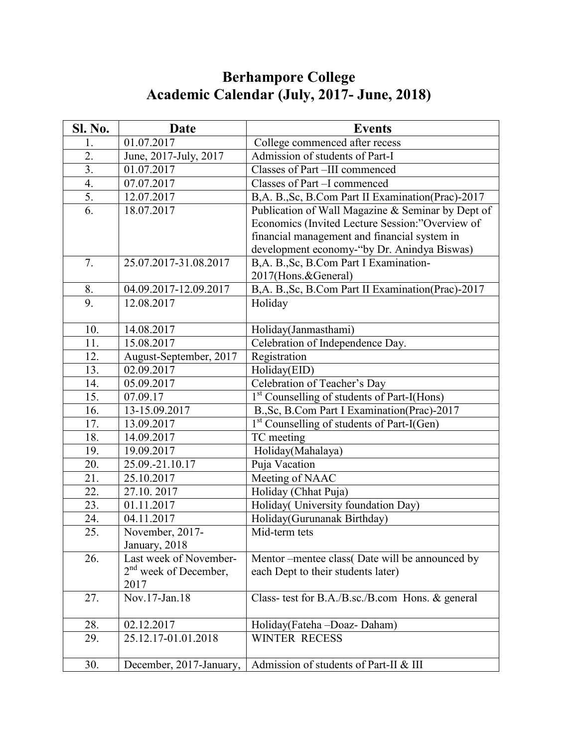# Berhampore College
## Academic Calendar (July, 2017- June, 2018)

| Sl. No. | Date | Events |
|---|---|---|
| 1. | 01.07.2017 | College commenced after recess |
| 2. | June, 2017-July, 2017 | Admission of students of Part-I |
| 3. | 01.07.2017 | Classes of Part –III commenced |
| 4. | 07.07.2017 | Classes of Part –I commenced |
| 5. | 12.07.2017 | B,A. B.,Sc, B.Com Part II Examination(Prac)-2017 |
| 6. | 18.07.2017 | Publication of Wall Magazine & Seminar by Dept of Economics (Invited Lecture Session:"Overview of financial management and financial system in development economy-"by Dr. Anindya Biswas) |
| 7. | 25.07.2017-31.08.2017 | B,A. B.,Sc, B.Com Part I Examination-2017(Hons.&General) |
| 8. | 04.09.2017-12.09.2017 | B,A. B.,Sc, B.Com Part II Examination(Prac)-2017 |
| 9. | 12.08.2017 | Holiday |
| 10. | 14.08.2017 | Holiday(Janmasthami) |
| 11. | 15.08.2017 | Celebration of Independence Day. |
| 12. | August-September, 2017 | Registration |
| 13. | 02.09.2017 | Holiday(EID) |
| 14. | 05.09.2017 | Celebration of Teacher's Day |
| 15. | 07.09.17 | 1st Counselling of students of Part-I(Hons) |
| 16. | 13-15.09.2017 | B.,Sc, B.Com Part I Examination(Prac)-2017 |
| 17. | 13.09.2017 | 1st Counselling of students of Part-I(Gen) |
| 18. | 14.09.2017 | TC meeting |
| 19. | 19.09.2017 | Holiday(Mahalaya) |
| 20. | 25.09.-21.10.17 | Puja Vacation |
| 21. | 25.10.2017 | Meeting of NAAC |
| 22. | 27.10. 2017 | Holiday (Chhat Puja) |
| 23. | 01.11.2017 | Holiday( University foundation Day) |
| 24. | 04.11.2017 | Holiday(Gurunanak Birthday) |
| 25. | November, 2017-January, 2018 | Mid-term tets |
| 26. | Last week of November-2nd week of December, 2017 | Mentor –mentee class( Date will be announced by each Dept to their students later) |
| 27. | Nov.17-Jan.18 | Class- test for B.A./B.sc./B.com Hons. & general |
| 28. | 02.12.2017 | Holiday(Fateha –Doaz- Daham) |
| 29. | 25.12.17-01.01.2018 | WINTER RECESS |
| 30. | December, 2017-January, | Admission of students of Part-II & III |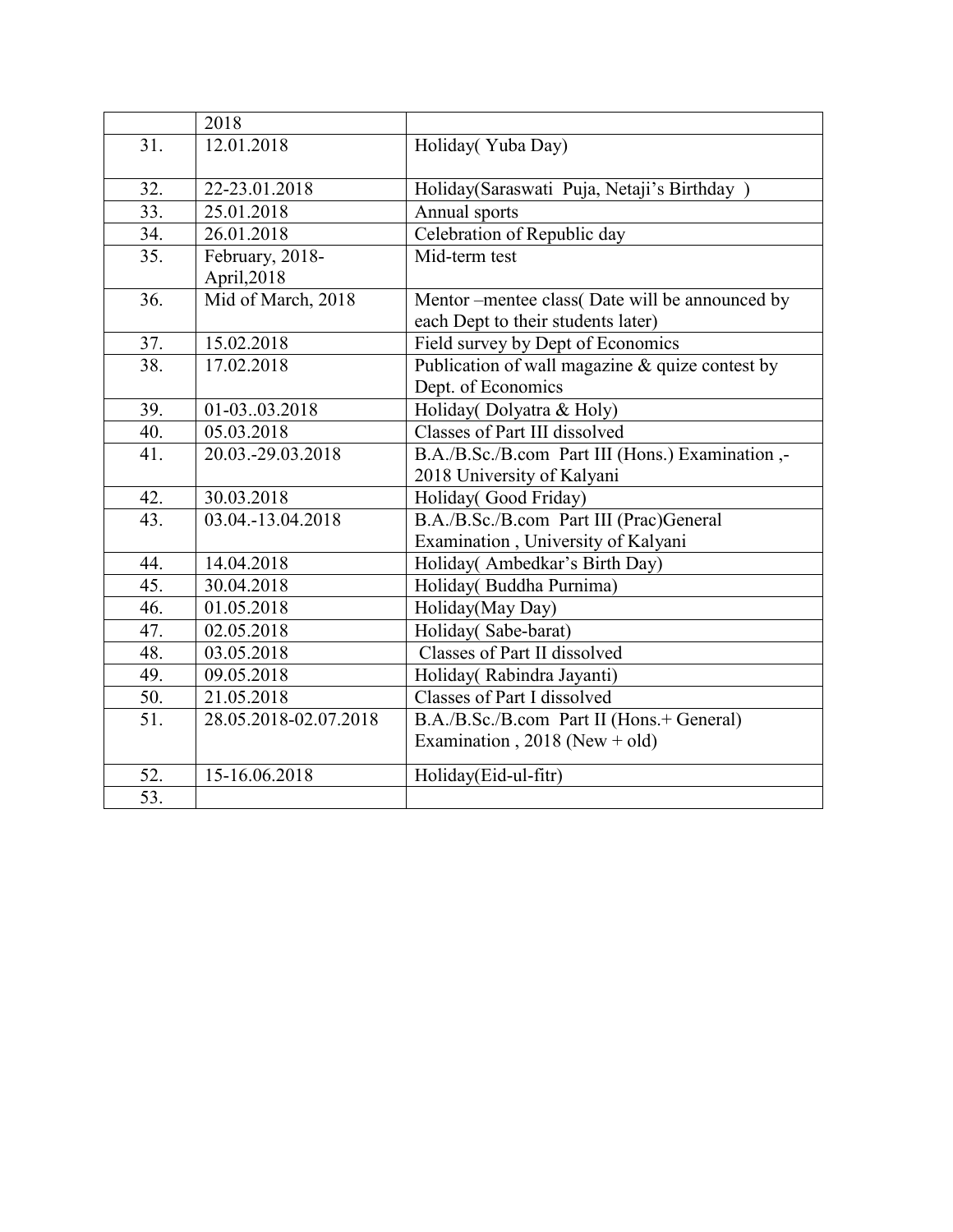| | | |
|---|---|---|
| | 2018 | |
| 31. | 12.01.2018 | Holiday( Yuba Day) |
| 32. | 22-23.01.2018 | Holiday(Saraswati Puja, Netaji's Birthday ) |
| 33. | 25.01.2018 | Annual sports |
| 34. | 26.01.2018 | Celebration of Republic day |
| 35. | February, 2018-April,2018 | Mid-term test |
| 36. | Mid of March, 2018 | Mentor –mentee class( Date will be announced by each Dept to their students later) |
| 37. | 15.02.2018 | Field survey by Dept of Economics |
| 38. | 17.02.2018 | Publication of wall magazine & quize contest by Dept. of Economics |
| 39. | 01-03..03.2018 | Holiday( Dolyatra & Holy) |
| 40. | 05.03.2018 | Classes of Part III dissolved |
| 41. | 20.03.-29.03.2018 | B.A./B.Sc./B.com Part III (Hons.) Examination ,-2018 University of Kalyani |
| 42. | 30.03.2018 | Holiday( Good Friday) |
| 43. | 03.04.-13.04.2018 | B.A./B.Sc./B.com Part III (Prac)General Examination , University of Kalyani |
| 44. | 14.04.2018 | Holiday( Ambedkar's Birth Day) |
| 45. | 30.04.2018 | Holiday( Buddha Purnima) |
| 46. | 01.05.2018 | Holiday(May Day) |
| 47. | 02.05.2018 | Holiday( Sabe-barat) |
| 48. | 03.05.2018 | Classes of Part II dissolved |
| 49. | 09.05.2018 | Holiday( Rabindra Jayanti) |
| 50. | 21.05.2018 | Classes of Part I dissolved |
| 51. | 28.05.2018-02.07.2018 | B.A./B.Sc./B.com Part II (Hons.+ General) Examination , 2018 (New + old) |
| 52. | 15-16.06.2018 | Holiday(Eid-ul-fitr) |
| 53. | | |